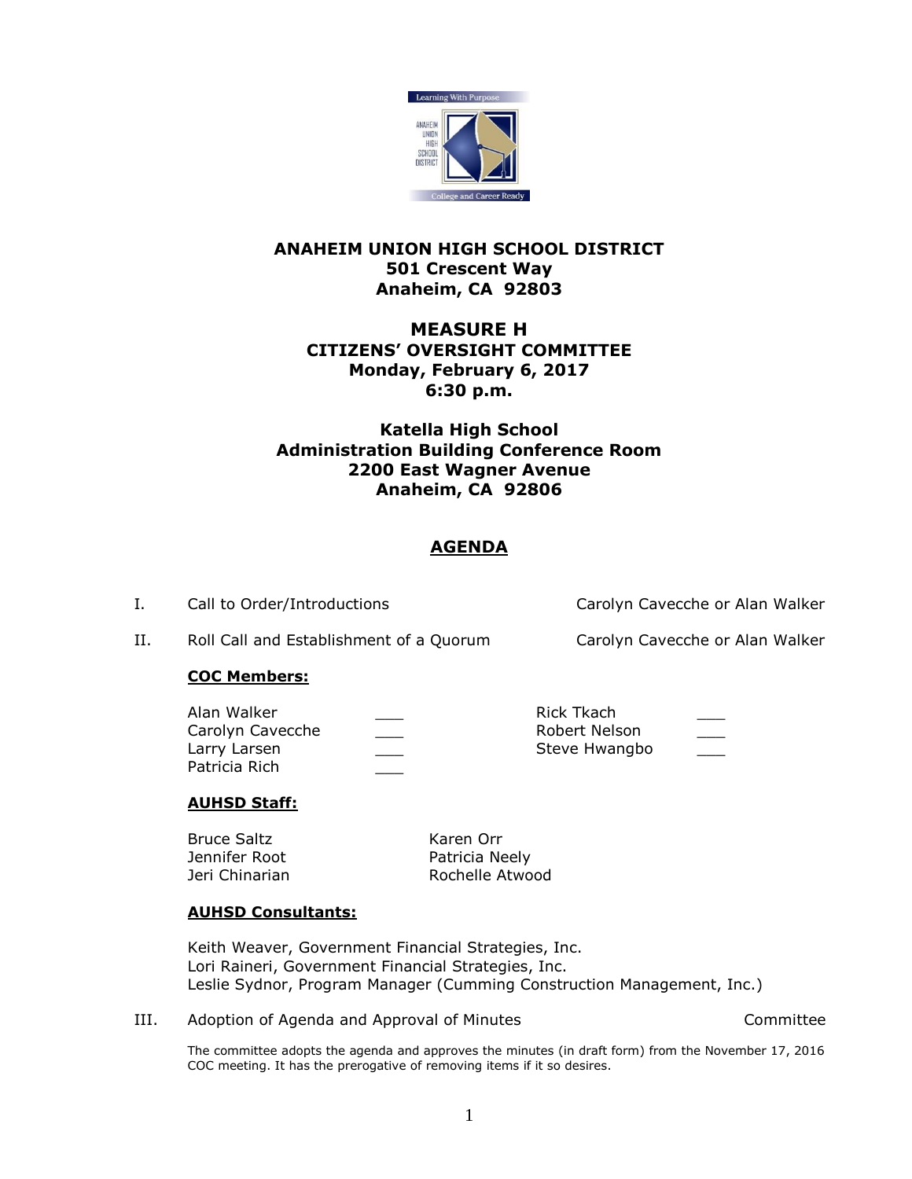**ANAHEIM UNION HIGH SCHOOL DISTRICT**
**501 Crescent Way**
**Anaheim, CA 92803**

# MEASURE H
## CITIZENS' OVERSIGHT COMMITTEE
**Monday, February 6, 2017**
**6:30 p.m.**

**Katella High School**
**Administration Building Conference Room**
**2200 East Wagner Avenue**
**Anaheim, CA 92806**

## AGENDA

I. Call to Order/Introductions — Carolyn Cavecche or Alan Walker

II. Roll Call and Establishment of a Quorum — Carolyn Cavecche or Alan Walker

**COC Members:**

| | | | |
|---|---|---|---|
| Alan Walker | ___ | Rick Tkach | ___ |
| Carolyn Cavecche | ___ | Robert Nelson | ___ |
| Larry Larsen | ___ | Steve Hwangbo | ___ |
| Patricia Rich | ___ | | |

**AUHSD Staff:**

| | |
|---|---|
| Bruce Saltz | Karen Orr |
| Jennifer Root | Patricia Neely |
| Jeri Chinarian | Rochelle Atwood |

**AUHSD Consultants:**

Keith Weaver, Government Financial Strategies, Inc.
Lori Raineri, Government Financial Strategies, Inc.
Leslie Sydnor, Program Manager (Cumming Construction Management, Inc.)

III. Adoption of Agenda and Approval of Minutes — Committee

The committee adopts the agenda and approves the minutes (in draft form) from the November 17, 2016 COC meeting. It has the prerogative of removing items if it so desires.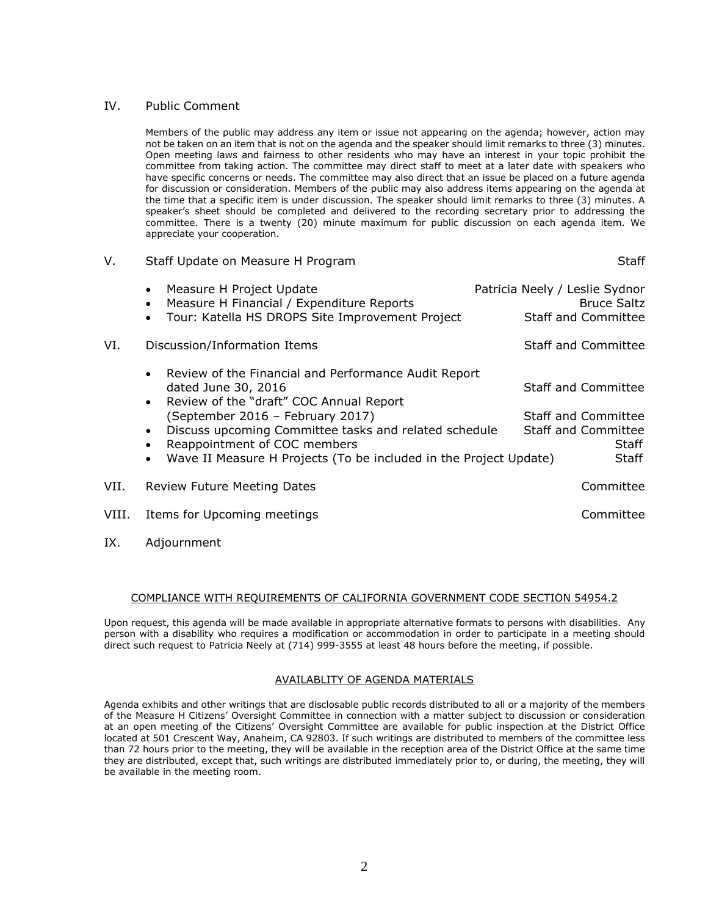IV. Public Comment

Members of the public may address any item or issue not appearing on the agenda; however, action may not be taken on an item that is not on the agenda and the speaker should limit remarks to three (3) minutes. Open meeting laws and fairness to other residents who may have an interest in your topic prohibit the committee from taking action. The committee may direct staff to meet at a later date with speakers who have specific concerns or needs. The committee may also direct that an issue be placed on a future agenda for discussion or consideration. Members of the public may also address items appearing on the agenda at the time that a specific item is under discussion. The speaker should limit remarks to three (3) minutes. A speaker's sheet should be completed and delivered to the recording secretary prior to addressing the committee. There is a twenty (20) minute maximum for public discussion on each agenda item. We appreciate your cooperation.

V. Staff Update on Measure H Program — Staff

- Measure H Project Update — Patricia Neely / Leslie Sydnor
- Measure H Financial / Expenditure Reports — Bruce Saltz
- Tour: Katella HS DROPS Site Improvement Project — Staff and Committee

VI. Discussion/Information Items — Staff and Committee

- Review of the Financial and Performance Audit Report dated June 30, 2016 — Staff and Committee
- Review of the "draft" COC Annual Report (September 2016 – February 2017) — Staff and Committee
- Discuss upcoming Committee tasks and related schedule — Staff and Committee
- Reappointment of COC members — Staff
- Wave II Measure H Projects (To be included in the Project Update) — Staff

VII. Review Future Meeting Dates — Committee

VIII. Items for Upcoming meetings — Committee

IX. Adjournment

COMPLIANCE WITH REQUIREMENTS OF CALIFORNIA GOVERNMENT CODE SECTION 54954.2

Upon request, this agenda will be made available in appropriate alternative formats to persons with disabilities. Any person with a disability who requires a modification or accommodation in order to participate in a meeting should direct such request to Patricia Neely at (714) 999-3555 at least 48 hours before the meeting, if possible.

AVAILABLITY OF AGENDA MATERIALS

Agenda exhibits and other writings that are disclosable public records distributed to all or a majority of the members of the Measure H Citizens' Oversight Committee in connection with a matter subject to discussion or consideration at an open meeting of the Citizens' Oversight Committee are available for public inspection at the District Office located at 501 Crescent Way, Anaheim, CA 92803. If such writings are distributed to members of the committee less than 72 hours prior to the meeting, they will be available in the reception area of the District Office at the same time they are distributed, except that, such writings are distributed immediately prior to, or during, the meeting, they will be available in the meeting room.